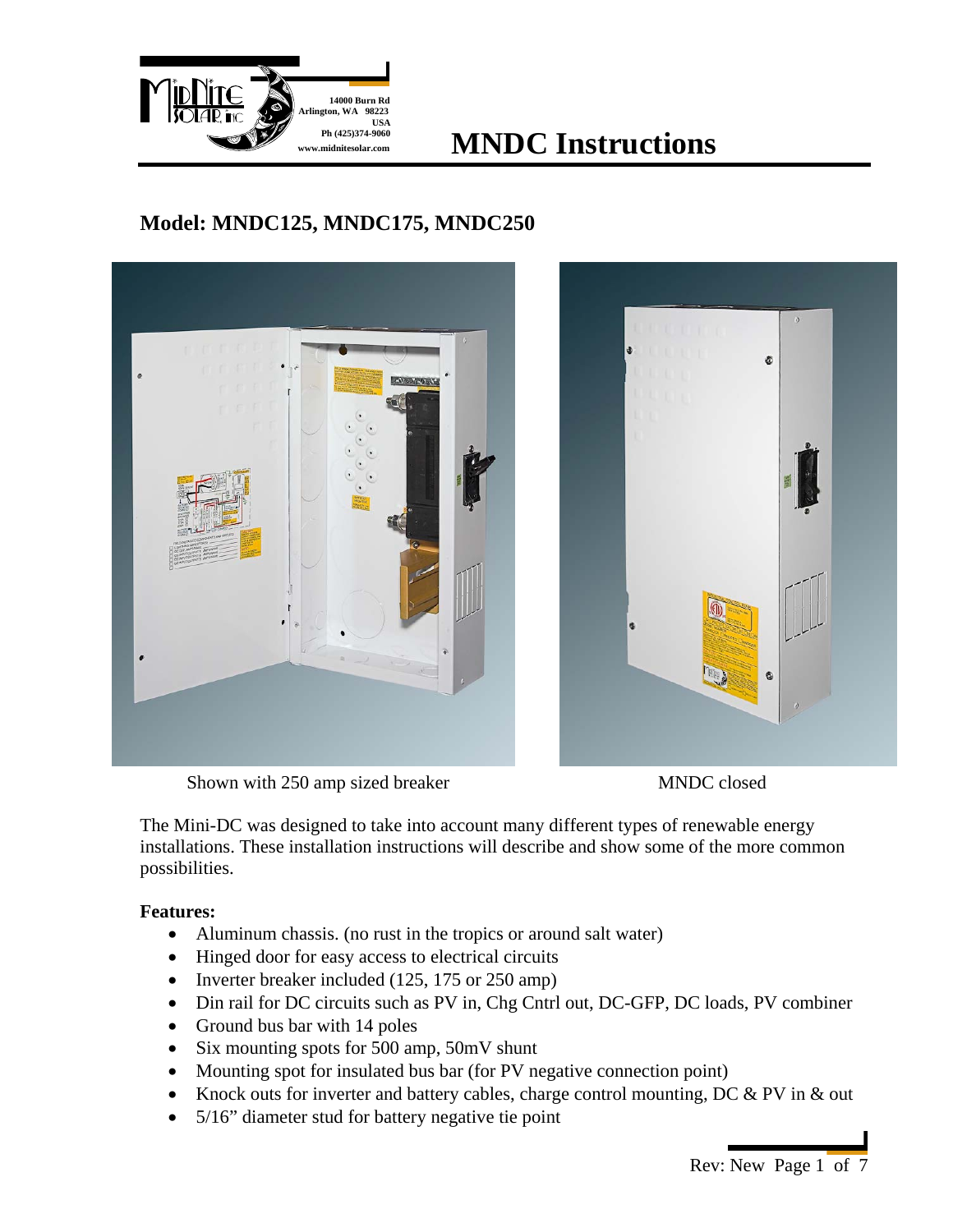# MNDC Instructions

14000 Burn Rd
Arlington, WA 98223
USA
Ph (425)374-9060
www.midnitesolar.com

## Model: MNDC125, MNDC175, MNDC250

Shown with 250 amp sized breaker

MNDC closed

The Mini-DC was designed to take into account many different types of renewable energy installations. These installation instructions will describe and show some of the more common possibilities.

**Features:**

- Aluminum chassis. (no rust in the tropics or around salt water)
- Hinged door for easy access to electrical circuits
- Inverter breaker included (125, 175 or 250 amp)
- Din rail for DC circuits such as PV in, Chg Cntrl out, DC-GFP, DC loads, PV combiner
- Ground bus bar with 14 poles
- Six mounting spots for 500 amp, 50mV shunt
- Mounting spot for insulated bus bar (for PV negative connection point)
- Knock outs for inverter and battery cables, charge control mounting, DC & PV in & out
- 5/16" diameter stud for battery negative tie point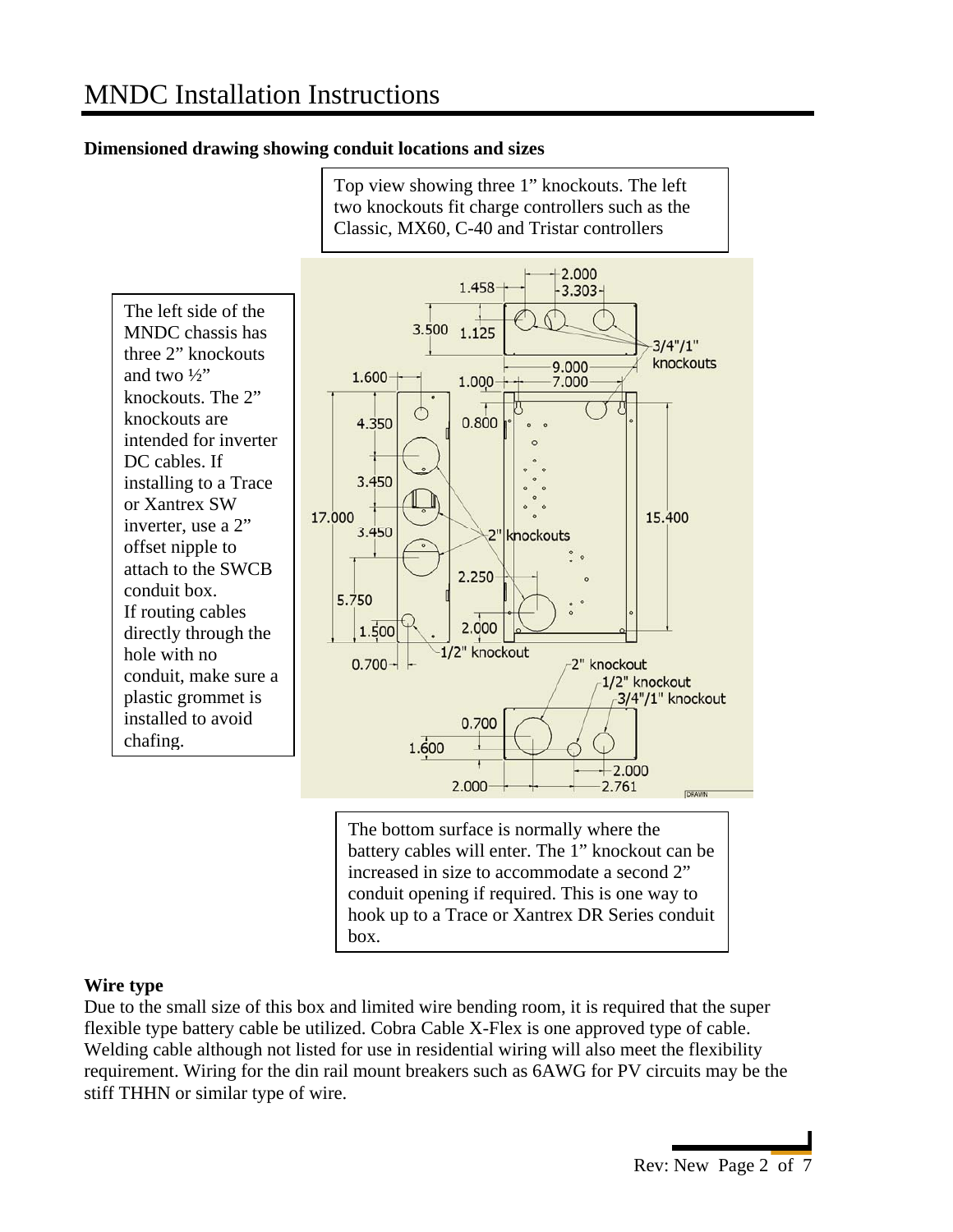## MNDC Installation Instructions

**Dimensioned drawing showing conduit locations and sizes**

Top view showing three 1" knockouts. The left two knockouts fit charge controllers such as the Classic, MX60, C-40 and Tristar controllers

The left side of the MNDC chassis has three 2" knockouts and two ½" knockouts. The 2" knockouts are intended for inverter DC cables. If installing to a Trace or Xantrex SW inverter, use a 2" offset nipple to attach to the SWCB conduit box. If routing cables directly through the hole with no conduit, make sure a plastic grommet is installed to avoid chafing.

The bottom surface is normally where the battery cables will enter. The 1" knockout can be increased in size to accommodate a second 2" conduit opening if required. This is one way to hook up to a Trace or Xantrex DR Series conduit box.

**Wire type**

Due to the small size of this box and limited wire bending room, it is required that the super flexible type battery cable be utilized. Cobra Cable X-Flex is one approved type of cable. Welding cable although not listed for use in residential wiring will also meet the flexibility requirement. Wiring for the din rail mount breakers such as 6AWG for PV circuits may be the stiff THHN or similar type of wire.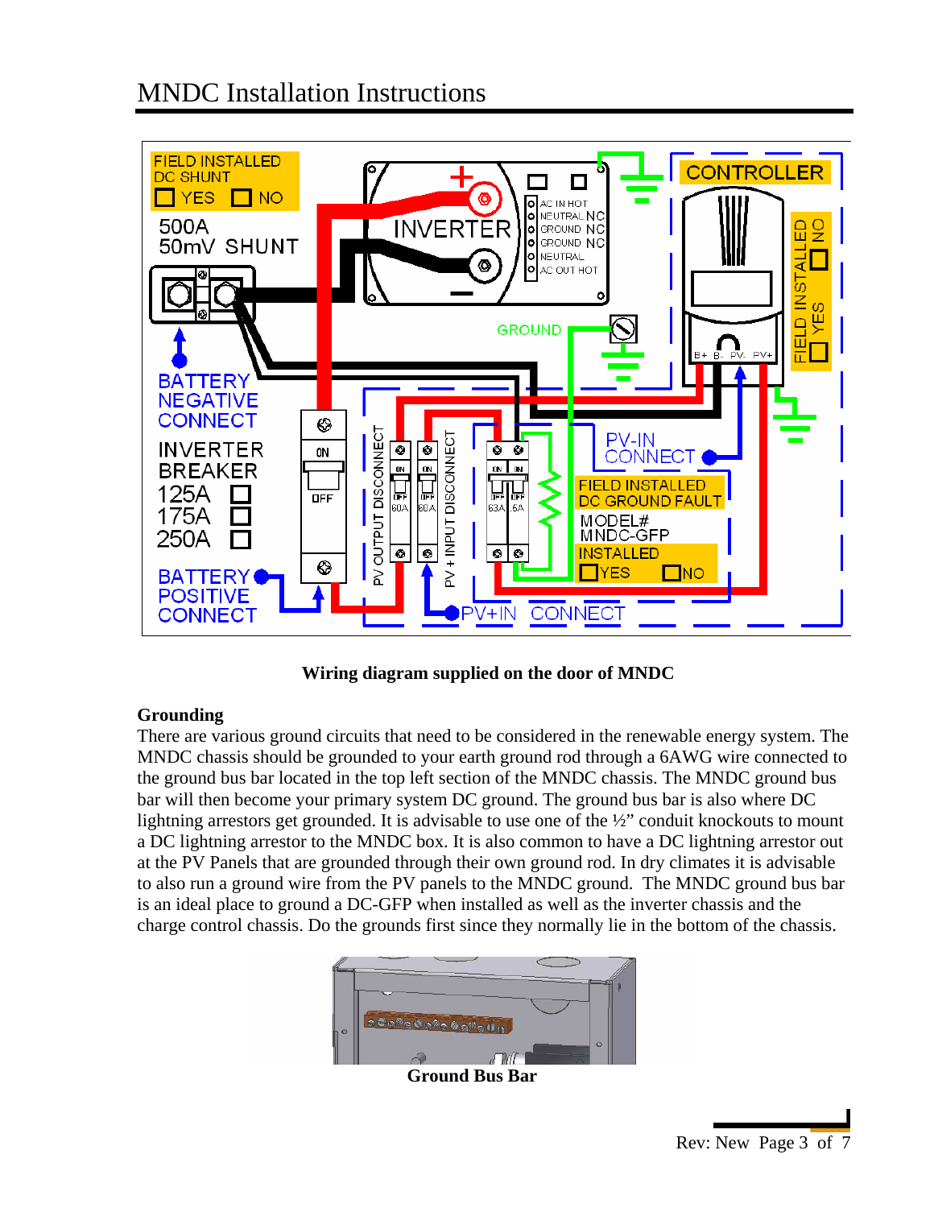# MNDC Installation Instructions

**Wiring diagram supplied on the door of MNDC**

**Grounding**

There are various ground circuits that need to be considered in the renewable energy system. The MNDC chassis should be grounded to your earth ground rod through a 6AWG wire connected to the ground bus bar located in the top left section of the MNDC chassis. The MNDC ground bus bar will then become your primary system DC ground. The ground bus bar is also where DC lightning arrestors get grounded. It is advisable to use one of the ½" conduit knockouts to mount a DC lightning arrestor to the MNDC box. It is also common to have a DC lightning arrestor out at the PV Panels that are grounded through their own ground rod. In dry climates it is advisable to also run a ground wire from the PV panels to the MNDC ground. The MNDC ground bus bar is an ideal place to ground a DC-GFP when installed as well as the inverter chassis and the charge control chassis. Do the grounds first since they normally lie in the bottom of the chassis.

**Ground Bus Bar**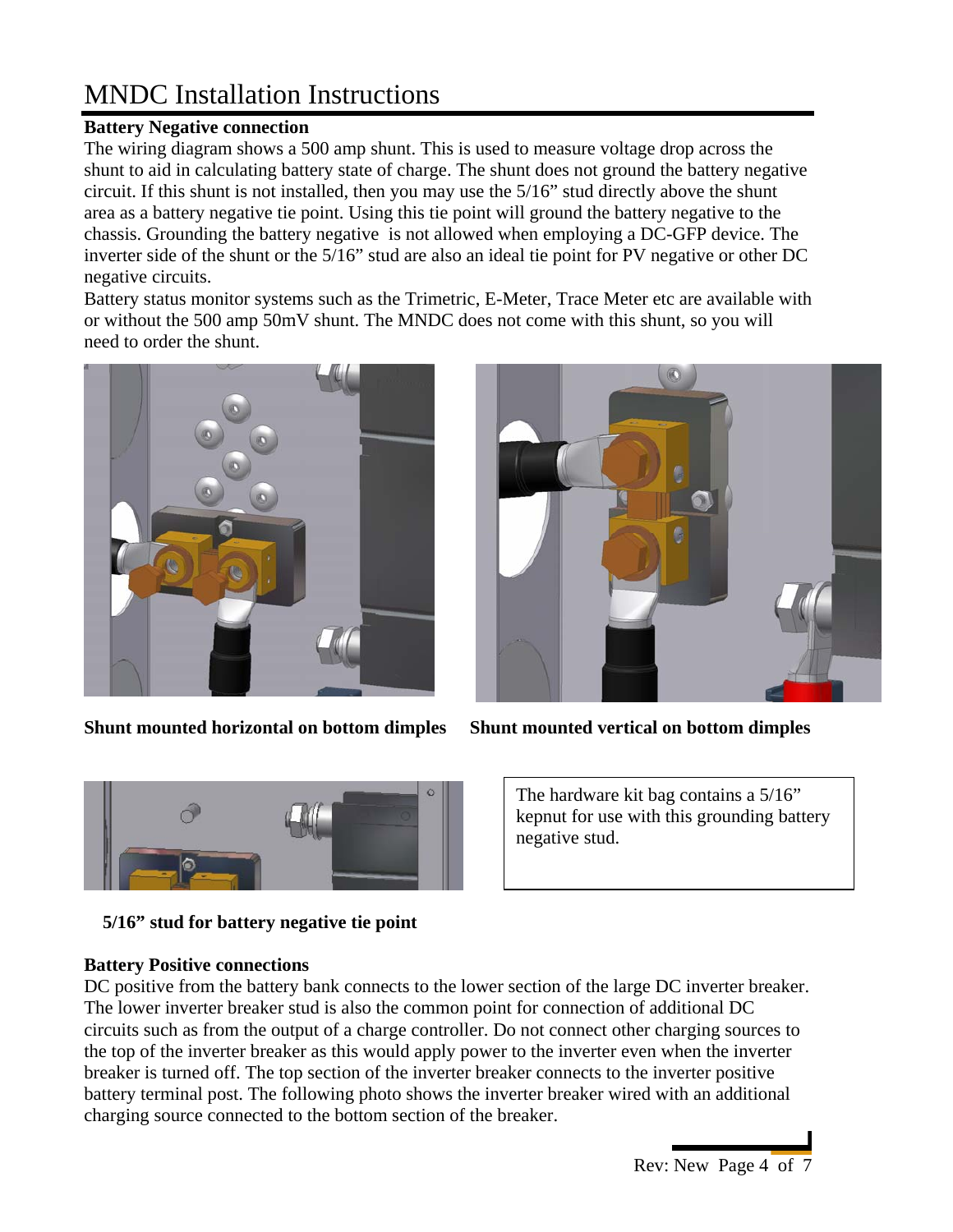# MNDC Installation Instructions

**Battery Negative connection**

The wiring diagram shows a 500 amp shunt. This is used to measure voltage drop across the shunt to aid in calculating battery state of charge. The shunt does not ground the battery negative circuit. If this shunt is not installed, then you may use the 5/16" stud directly above the shunt area as a battery negative tie point. Using this tie point will ground the battery negative to the chassis. Grounding the battery negative is not allowed when employing a DC-GFP device. The inverter side of the shunt or the 5/16" stud are also an ideal tie point for PV negative or other DC negative circuits.

Battery status monitor systems such as the Trimetric, E-Meter, Trace Meter etc are available with or without the 500 amp 50mV shunt. The MNDC does not come with this shunt, so you will need to order the shunt.

**Shunt mounted horizontal on bottom dimples**

**Shunt mounted vertical on bottom dimples**

The hardware kit bag contains a 5/16" kepnut for use with this grounding battery negative stud.

**5/16" stud for battery negative tie point**

**Battery Positive connections**

DC positive from the battery bank connects to the lower section of the large DC inverter breaker. The lower inverter breaker stud is also the common point for connection of additional DC circuits such as from the output of a charge controller. Do not connect other charging sources to the top of the inverter breaker as this would apply power to the inverter even when the inverter breaker is turned off. The top section of the inverter breaker connects to the inverter positive battery terminal post. The following photo shows the inverter breaker wired with an additional charging source connected to the bottom section of the breaker.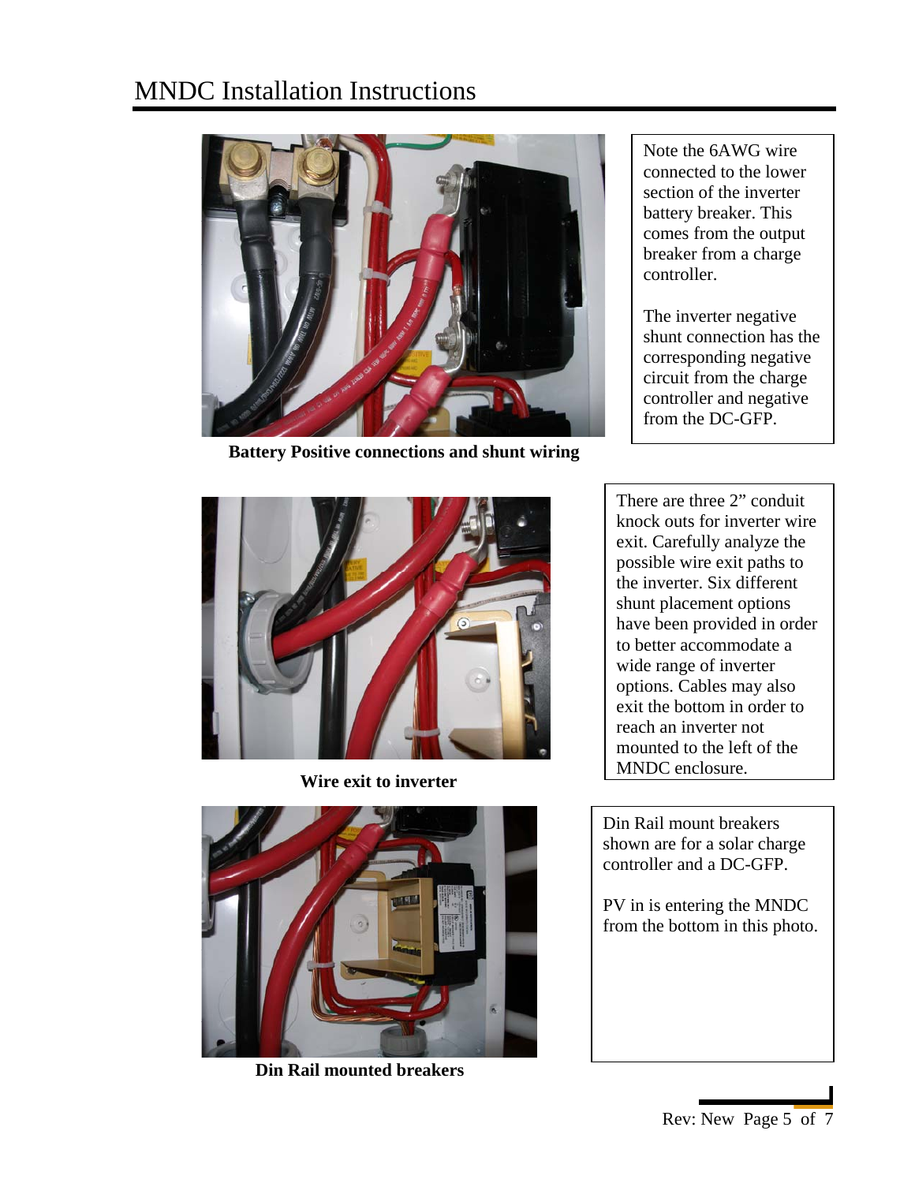# MNDC Installation Instructions

Battery Positive connections and shunt wiring

Note the 6AWG wire connected to the lower section of the inverter battery breaker. This comes from the output breaker from a charge controller.

The inverter negative shunt connection has the corresponding negative circuit from the charge controller and negative from the DC-GFP.

Wire exit to inverter

There are three 2" conduit knock outs for inverter wire exit. Carefully analyze the possible wire exit paths to the inverter. Six different shunt placement options have been provided in order to better accommodate a wide range of inverter options. Cables may also exit the bottom in order to reach an inverter not mounted to the left of the MNDC enclosure.

Din Rail mounted breakers

Din Rail mount breakers shown are for a solar charge controller and a DC-GFP.

PV in is entering the MNDC from the bottom in this photo.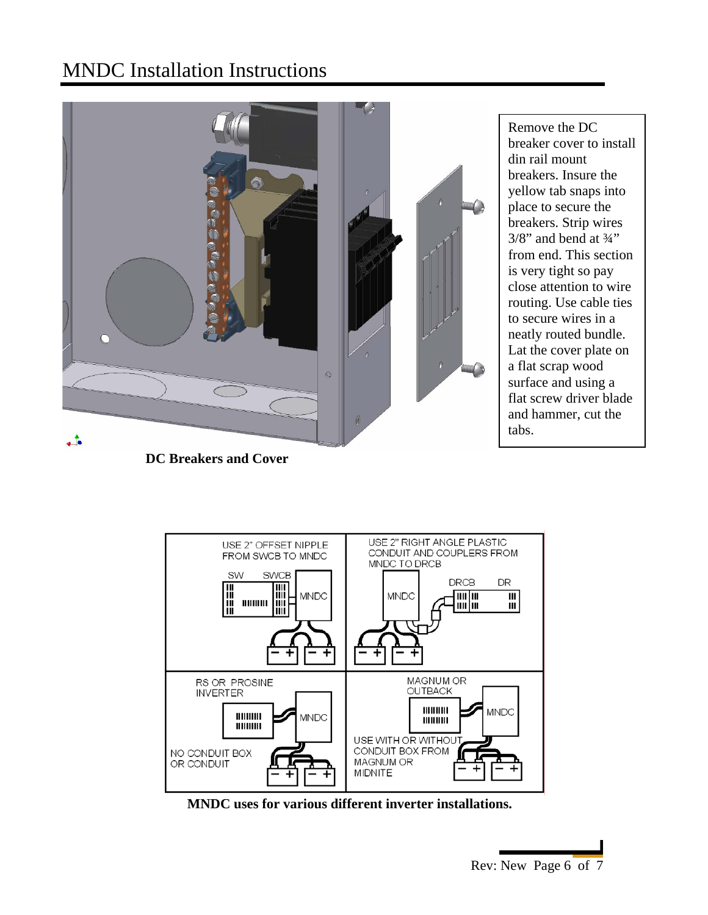# MNDC Installation Instructions

Remove the DC breaker cover to install din rail mount breakers. Insure the yellow tab snaps into place to secure the breakers. Strip wires 3/8" and bend at ¾" from end. This section is very tight so pay close attention to wire routing. Use cable ties to secure wires in a neatly routed bundle. Lat the cover plate on a flat scrap wood surface and using a flat screw driver blade and hammer, cut the tabs.

**DC Breakers and Cover**

| USE 2" OFFSET NIPPLE FROM SWCB TO MNDC | USE 2" RIGHT ANGLE PLASTIC CONDUIT AND COUPLERS FROM MNDC TO DRCB |
| --- | --- |
| RS OR PROSINE INVERTER<br>NO CONDUIT BOX OR CONDUIT | MAGNUM OR OUTBACK<br>USE WITH OR WITHOUT CONDUIT BOX FROM MAGNUM OR MIDNITE |

**MNDC uses for various different inverter installations.**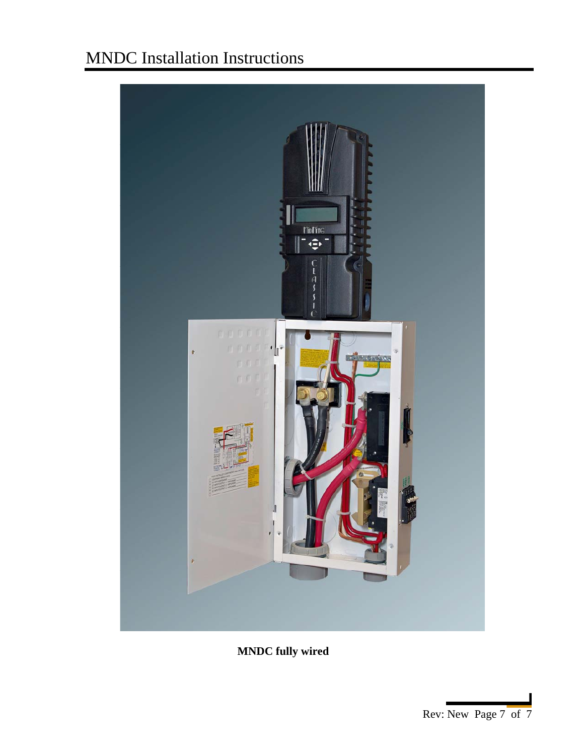**MNDC fully wired**